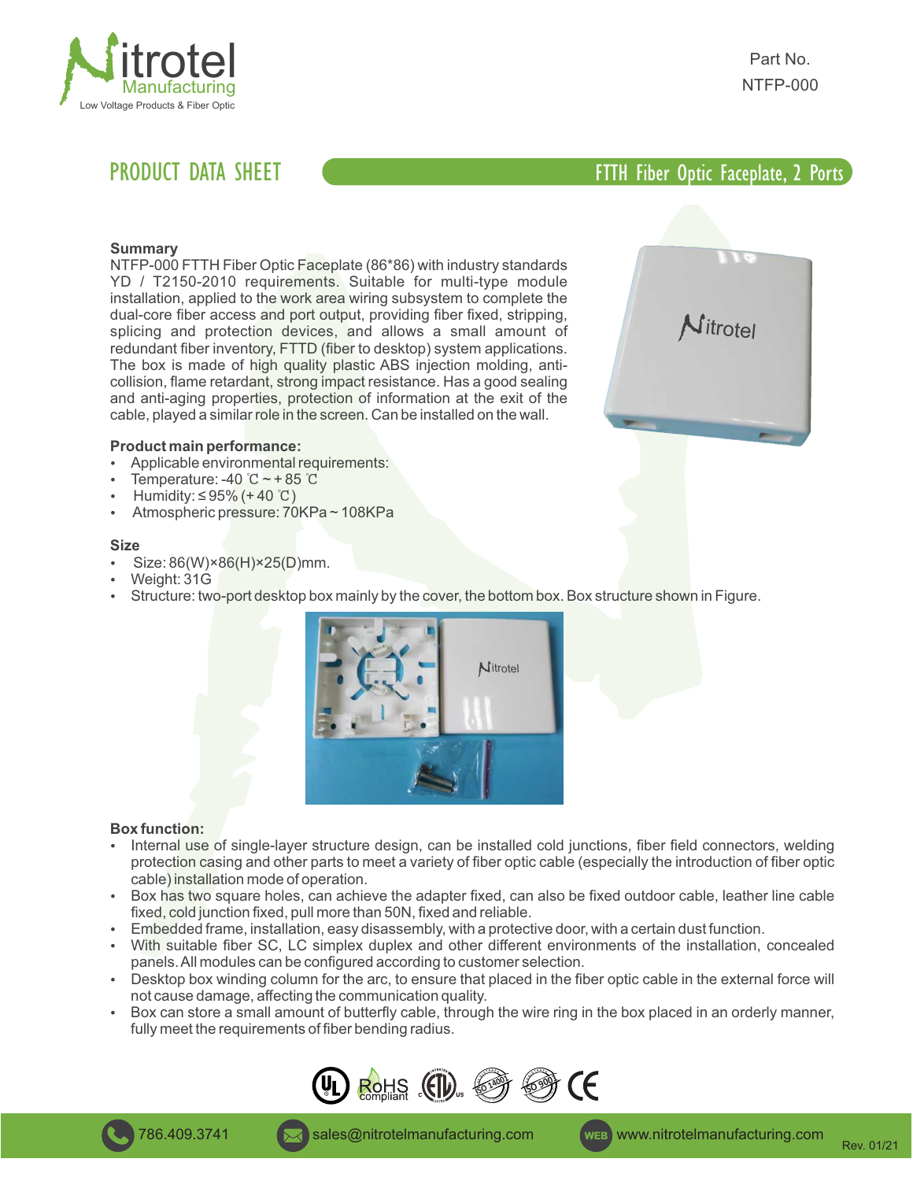Nitrotel Manufacturing
Low Voltage Products & Fiber Optic

Part No.
NTFP-000

# PRODUCT DATA SHEET

## FTTH Fiber Optic Faceplate, 2 Ports

### Summary

NTFP-000 FTTH Fiber Optic Faceplate (86*86) with industry standards YD / T2150-2010 requirements. Suitable for multi-type module installation, applied to the work area wiring subsystem to complete the dual-core fiber access and port output, providing fiber fixed, stripping, splicing and protection devices, and allows a small amount of redundant fiber inventory, FTTD (fiber to desktop) system applications. The box is made of high quality plastic ABS injection molding, anti-collision, flame retardant, strong impact resistance. Has a good sealing and anti-aging properties, protection of information at the exit of the cable, played a similar role in the screen. Can be installed on the wall.

### Product main performance:

- Applicable environmental requirements:
- Temperature: -40 ℃ ~ + 85 ℃
- Humidity: ≤ 95% (+ 40 ℃)
- Atmospheric pressure: 70KPa ~ 108KPa

### Size

- Size: 86(W)×86(H)×25(D)mm.
- Weight: 31G
- Structure: two-port desktop box mainly by the cover, the bottom box. Box structure shown in Figure.

### Box function:

- Internal use of single-layer structure design, can be installed cold junctions, fiber field connectors, welding protection casing and other parts to meet a variety of fiber optic cable (especially the introduction of fiber optic cable) installation mode of operation.
- Box has two square holes, can achieve the adapter fixed, can also be fixed outdoor cable, leather line cable fixed, cold junction fixed, pull more than 50N, fixed and reliable.
- Embedded frame, installation, easy disassembly, with a protective door, with a certain dust function.
- With suitable fiber SC, LC simplex duplex and other different environments of the installation, concealed panels. All modules can be configured according to customer selection.
- Desktop box winding column for the arc, to ensure that placed in the fiber optic cable in the external force will not cause damage, affecting the communication quality.
- Box can store a small amount of butterfly cable, through the wire ring in the box placed in an orderly manner, fully meet the requirements of fiber bending radius.

786.409.3741 | sales@nitrotelmanufacturing.com | www.nitrotelmanufacturing.com

Rev. 01/21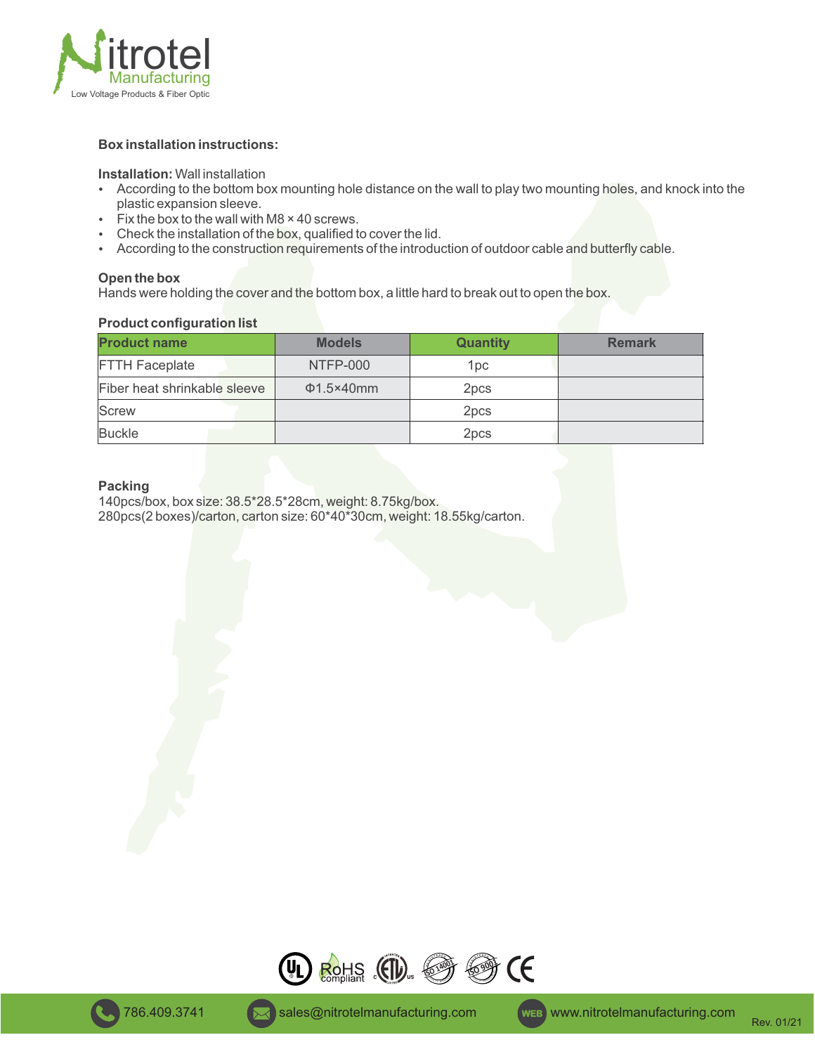**Box installation instructions:**

**Installation:** Wall installation

- According to the bottom box mounting hole distance on the wall to play two mounting holes, and knock into the plastic expansion sleeve.
- Fix the box to the wall with M8 × 40 screws.
- Check the installation of the box, qualified to cover the lid.
- According to the construction requirements of the introduction of outdoor cable and butterfly cable.

**Open the box**

Hands were holding the cover and the bottom box, a little hard to break out to open the box.

**Product configuration list**

| Product name | Models | Quantity | Remark |
|---|---|---|---|
| FTTH Faceplate | NTFP-000 | 1pc | |
| Fiber heat shrinkable sleeve | Φ1.5×40mm | 2pcs | |
| Screw | | 2pcs | |
| Buckle | | 2pcs | |

**Packing**

140pcs/box, box size: 38.5*28.5*28cm, weight: 8.75kg/box.
280pcs(2 boxes)/carton, carton size: 60*40*30cm, weight: 18.55kg/carton.

786.409.3741 sales@nitrotelmanufacturing.com www.nitrotelmanufacturing.com

Rev. 01/21